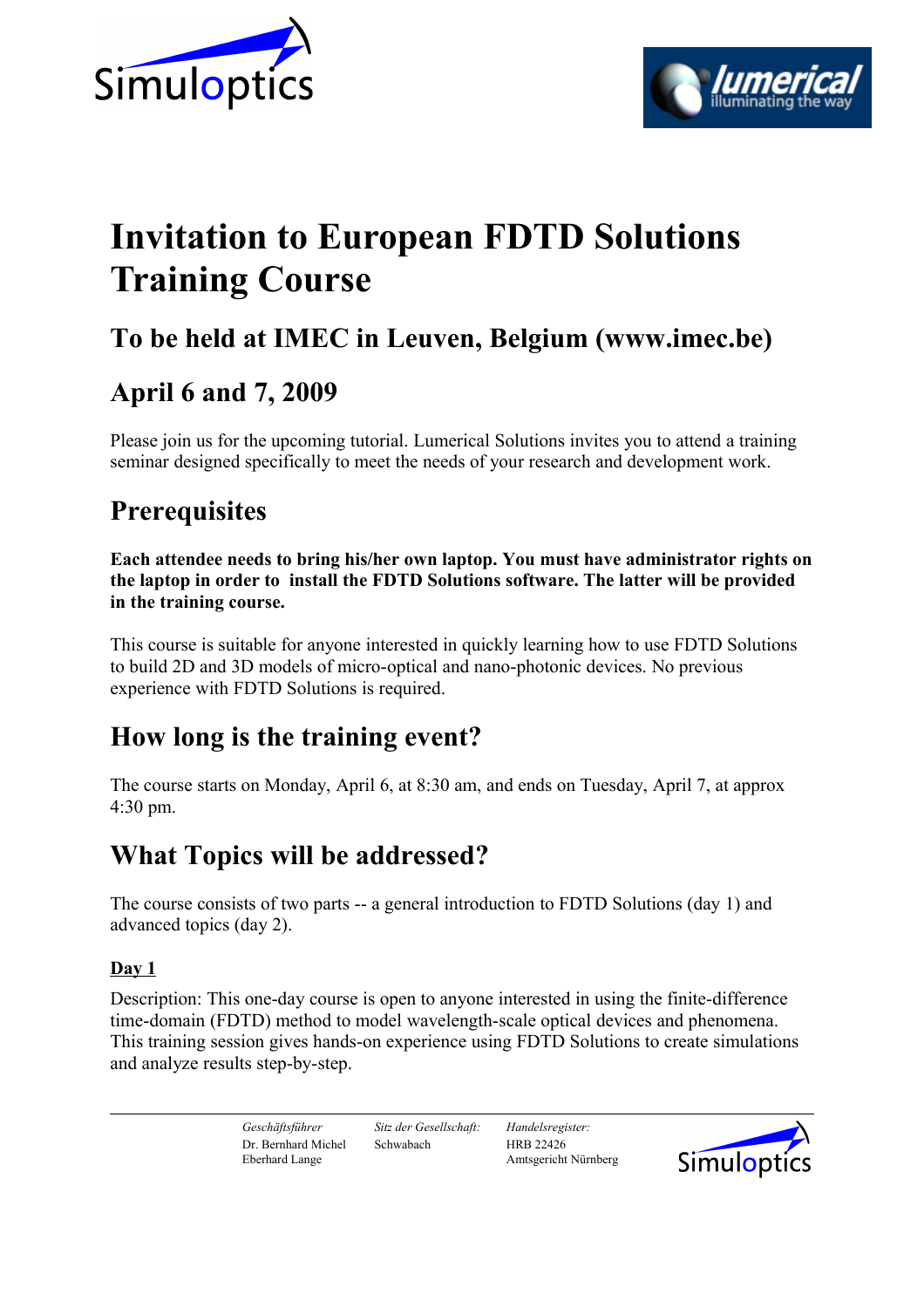# Invitation to European FDTD Solutions Training Course

## To be held at IMEC in Leuven, Belgium (www.imec.be)

## April 6 and 7, 2009

Please join us for the upcoming tutorial. Lumerical Solutions invites you to attend a training seminar designed specifically to meet the needs of your research and development work.

## Prerequisites

**Each attendee needs to bring his/her own laptop. You must have administrator rights on the laptop in order to install the FDTD Solutions software. The latter will be provided in the training course.**

This course is suitable for anyone interested in quickly learning how to use FDTD Solutions to build 2D and 3D models of micro-optical and nano-photonic devices. No previous experience with FDTD Solutions is required.

## How long is the training event?

The course starts on Monday, April 6, at 8:30 am, and ends on Tuesday, April 7, at approx 4:30 pm.

## What Topics will be addressed?

The course consists of two parts -- a general introduction to FDTD Solutions (day 1) and advanced topics (day 2).

**Day 1**

Description: This one-day course is open to anyone interested in using the finite-difference time-domain (FDTD) method to model wavelength-scale optical devices and phenomena. This training session gives hands-on experience using FDTD Solutions to create simulations and analyze results step-by-step.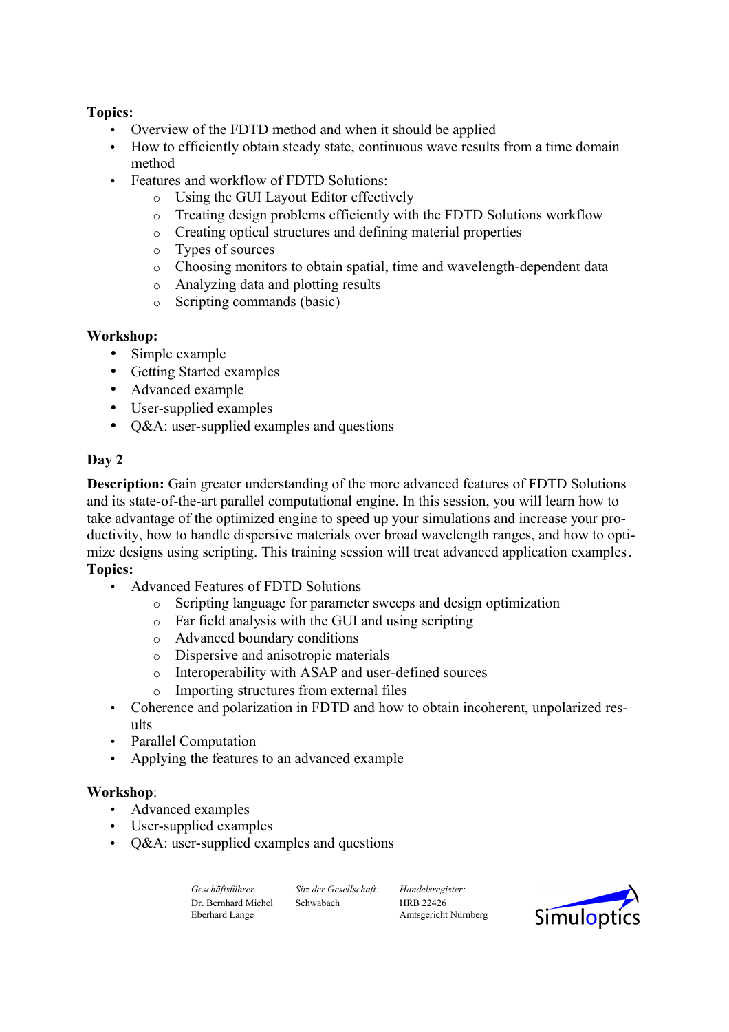**Topics:**

- Overview of the FDTD method and when it should be applied
- How to efficiently obtain steady state, continuous wave results from a time domain method
- Features and workflow of FDTD Solutions:
  - Using the GUI Layout Editor effectively
  - Treating design problems efficiently with the FDTD Solutions workflow
  - Creating optical structures and defining material properties
  - Types of sources
  - Choosing monitors to obtain spatial, time and wavelength-dependent data
  - Analyzing data and plotting results
  - Scripting commands (basic)

**Workshop:**

- Simple example
- Getting Started examples
- Advanced example
- User-supplied examples
- Q&A: user-supplied examples and questions

## Day 2

**Description:** Gain greater understanding of the more advanced features of FDTD Solutions and its state-of-the-art parallel computational engine. In this session, you will learn how to take advantage of the optimized engine to speed up your simulations and increase your productivity, how to handle dispersive materials over broad wavelength ranges, and how to optimize designs using scripting. This training session will treat advanced application examples.

**Topics:**

- Advanced Features of FDTD Solutions
  - Scripting language for parameter sweeps and design optimization
  - Far field analysis with the GUI and using scripting
  - Advanced boundary conditions
  - Dispersive and anisotropic materials
  - Interoperability with ASAP and user-defined sources
  - Importing structures from external files
- Coherence and polarization in FDTD and how to obtain incoherent, unpolarized results
- Parallel Computation
- Applying the features to an advanced example

**Workshop**:

- Advanced examples
- User-supplied examples
- Q&A: user-supplied examples and questions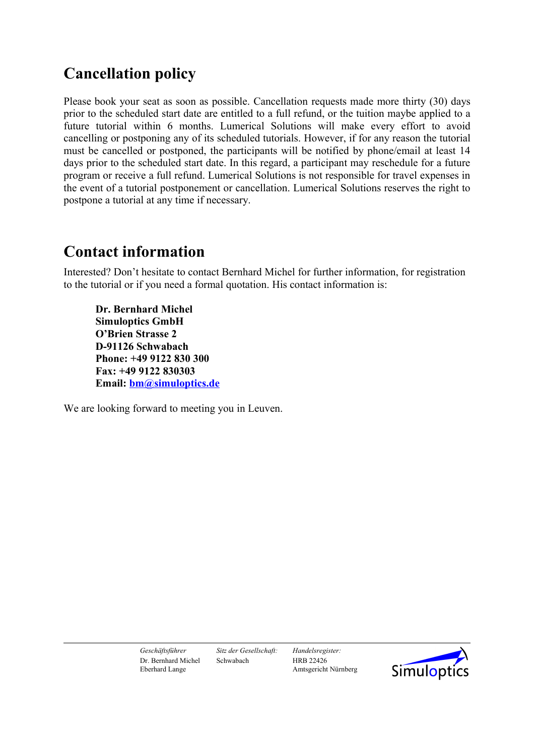## Cancellation policy

Please book your seat as soon as possible. Cancellation requests made more thirty (30) days prior to the scheduled start date are entitled to a full refund, or the tuition maybe applied to a future tutorial within 6 months. Lumerical Solutions will make every effort to avoid cancelling or postponing any of its scheduled tutorials. However, if for any reason the tutorial must be cancelled or postponed, the participants will be notified by phone/email at least 14 days prior to the scheduled start date. In this regard, a participant may reschedule for a future program or receive a full refund. Lumerical Solutions is not responsible for travel expenses in the event of a tutorial postponement or cancellation. Lumerical Solutions reserves the right to postpone a tutorial at any time if necessary.

## Contact information

Interested? Don't hesitate to contact Bernhard Michel for further information, for registration to the tutorial or if you need a formal quotation. His contact information is:

**Dr. Bernhard Michel**
**Simuloptics GmbH**
**O'Brien Strasse 2**
**D-91126 Schwabach**
**Phone: +49 9122 830 300**
**Fax: +49 9122 830303**
**Email: bm@simuloptics.de**

We are looking forward to meeting you in Leuven.

*Geschäftsführer*
Dr. Bernhard Michel
Eberhard Lange

*Sitz der Gesellschaft:*
Schwabach

*Handelsregister:*
HRB 22426
Amtsgericht Nürnberg

Simuloptics